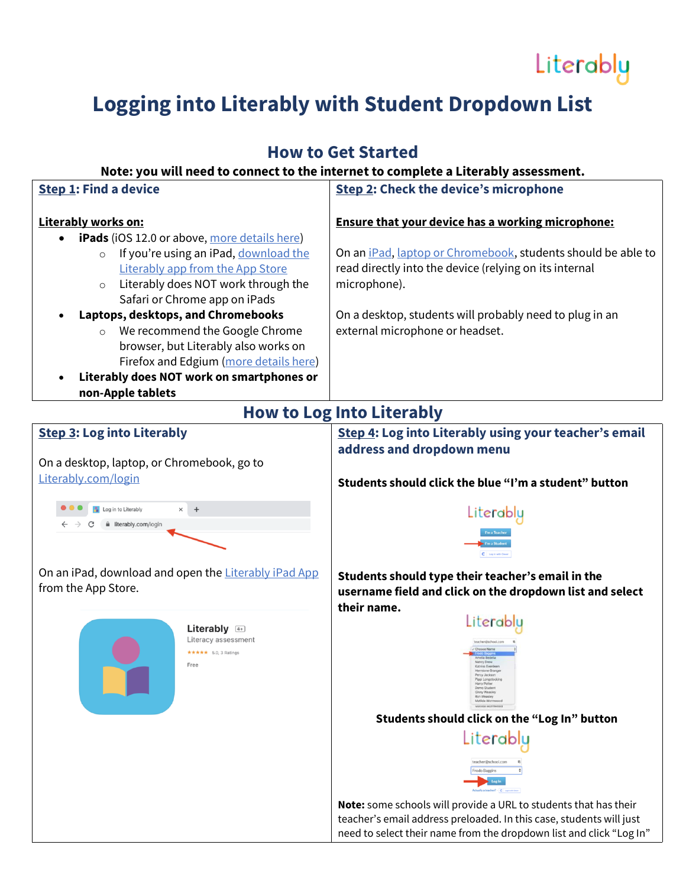# Logging into Literably with Student Dropdown List

## How to Get Started

**Note: you will need to connect to the internet to complete a Literably assessment.**

### Step 1: Find a device

**Literably works on:**

- **iPads** (iOS 12.0 or above, more details here)
  - If you're using an iPad, download the Literably app from the App Store
  - Literably does NOT work through the Safari or Chrome app on iPads
- **Laptops, desktops, and Chromebooks**
  - We recommend the Google Chrome browser, but Literably also works on Firefox and Edgium (more details here)
- **Literably does NOT work on smartphones or non-Apple tablets**

### Step 2: Check the device's microphone

**Ensure that your device has a working microphone:**

On an iPad, laptop or Chromebook, students should be able to read directly into the device (relying on its internal microphone).

On a desktop, students will probably need to plug in an external microphone or headset.

## How to Log Into Literably

### Step 3: Log into Literably

On a desktop, laptop, or Chromebook, go to Literably.com/login

On an iPad, download and open the Literably iPad App from the App Store.

### Step 4: Log into Literably using your teacher's email address and dropdown menu

**Students should click the blue "I'm a student" button**

**Students should type their teacher's email in the username field and click on the dropdown list and select their name.**

**Students should click on the "Log In" button**

**Note:** some schools will provide a URL to students that has their teacher's email address preloaded. In this case, students will just need to select their name from the dropdown list and click "Log In"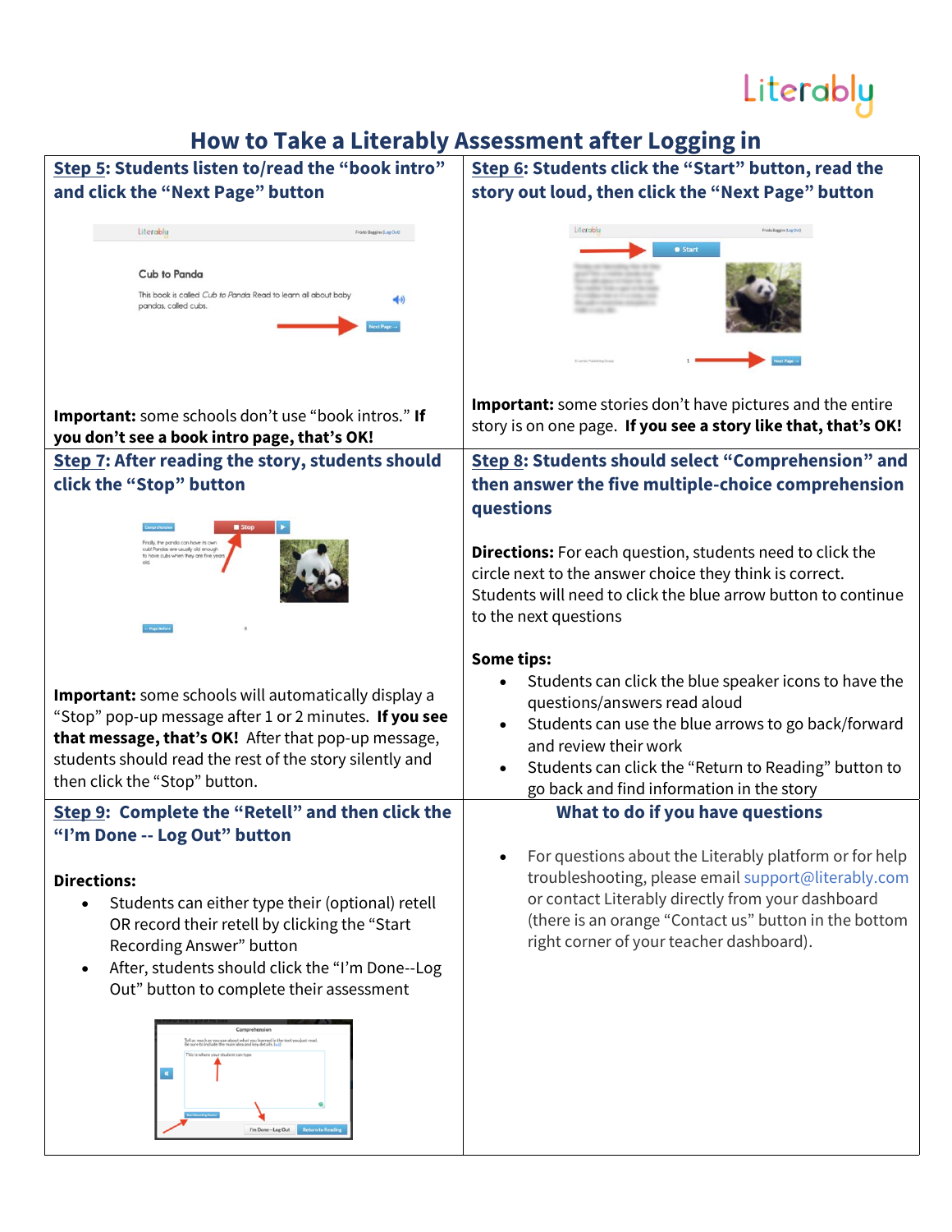Literably

# How to Take a Literably Assessment after Logging in

## Step 5: Students listen to/read the "book intro" and click the "Next Page" button

**Important:** some schools don't use "book intros." **If you don't see a book intro page, that's OK!**

## Step 6: Students click the "Start" button, read the story out loud, then click the "Next Page" button

**Important:** some stories don't have pictures and the entire story is on one page. **If you see a story like that, that's OK!**

## Step 7: After reading the story, students should click the "Stop" button

**Important:** some schools will automatically display a "Stop" pop-up message after 1 or 2 minutes. **If you see that message, that's OK!** After that pop-up message, students should read the rest of the story silently and then click the "Stop" button.

## Step 8: Students should select "Comprehension" and then answer the five multiple-choice comprehension questions

**Directions:** For each question, students need to click the circle next to the answer choice they think is correct. Students will need to click the blue arrow button to continue to the next questions

**Some tips:**

- Students can click the blue speaker icons to have the questions/answers read aloud
- Students can use the blue arrows to go back/forward and review their work
- Students can click the "Return to Reading" button to go back and find information in the story

## Step 9: Complete the "Retell" and then click the "I'm Done -- Log Out" button

**Directions:**

- Students can either type their (optional) retell OR record their retell by clicking the "Start Recording Answer" button
- After, students should click the "I'm Done--Log Out" button to complete their assessment

## What to do if you have questions

- For questions about the Literably platform or for help troubleshooting, please email support@literably.com or contact Literably directly from your dashboard (there is an orange "Contact us" button in the bottom right corner of your teacher dashboard).